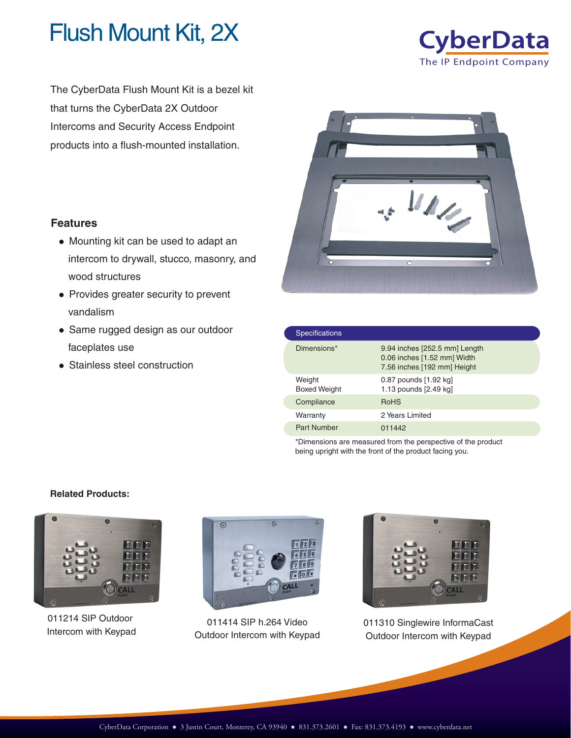# Flush Mount Kit, 2X

CyberData
The IP Endpoint Company

The CyberData Flush Mount Kit is a bezel kit that turns the CyberData 2X Outdoor Intercoms and Security Access Endpoint products into a flush-mounted installation.

### Features

- Mounting kit can be used to adapt an intercom to drywall, stucco, masonry, and wood structures
- Provides greater security to prevent vandalism
- Same rugged design as our outdoor faceplates use
- Stainless steel construction

| Specifications | |
|---|---|
| Dimensions* | 9.94 inches [252.5 mm] Length<br>0.06 inches [1.52 mm] Width<br>7.56 inches [192 mm] Height |
| Weight<br>Boxed Weight | 0.87 pounds [1.92 kg]<br>1.13 pounds [2.49 kg] |
| Compliance | RoHS |
| Warranty | 2 Years Limited |
| Part Number | 011442 |

*Dimensions are measured from the perspective of the product being upright with the front of the product facing you.

**Related Products:**

011214 SIP Outdoor Intercom with Keypad

011414 SIP h.264 Video Outdoor Intercom with Keypad

011310 Singlewire InformaCast Outdoor Intercom with Keypad

CyberData Corporation ● 3 Justin Court, Monterey, CA 93940 ● 831.373.2601 ● Fax: 831.373.4193 ● www.cyberdata.net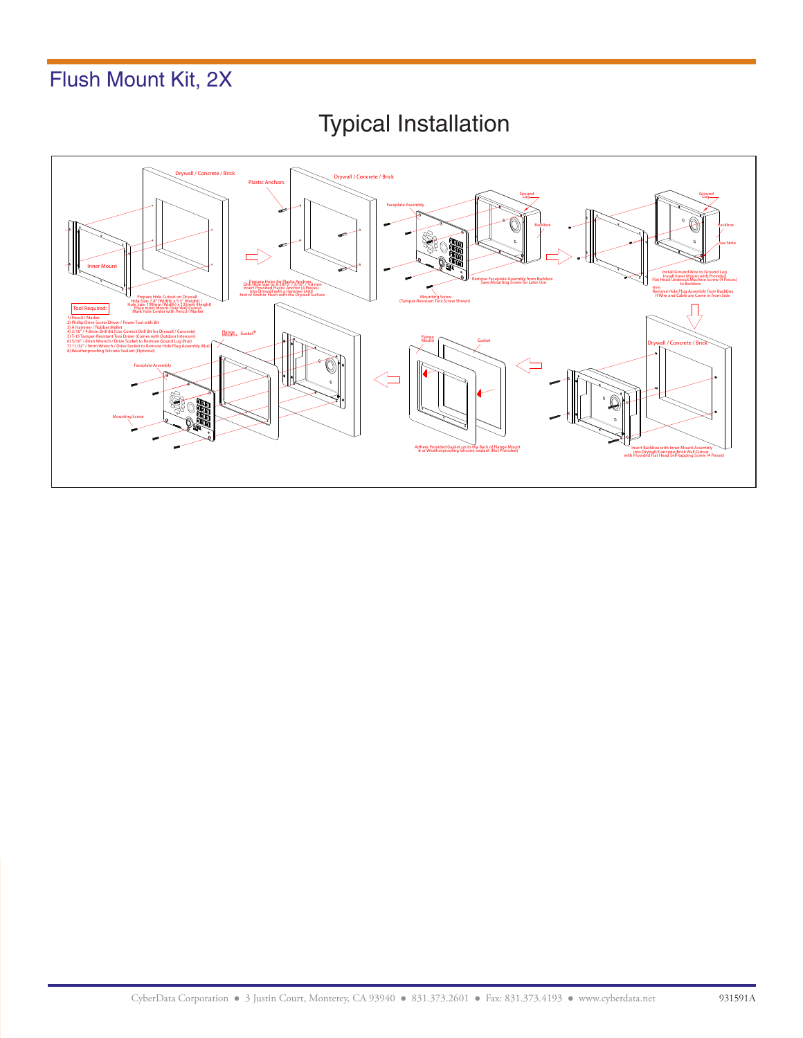# Flush Mount Kit, 2X

## Typical Installation

Drywall / Concrete / Brick

Inner Mount

Prepare Hole Cutout on Drywall
Hole Size: 7.8" (Width) x 5.3" (Height) /
Hole Size: 198mm (Width) x 135mm (Height)
Place Inner Mount Over Wall Cutout
Mark Hole Center with Pencil / Marker

Tool Required:

1) Pencil / Marker
2) Phillip Drive Screw Driver / Power Tool with Bit
3) A Hammer / Rubber Mallet
4) 3/16" / 4.8mm Drill Bit (Use Correct Drill Bit for Drywall / Concrete)
5) T-15 Tamper-Resistant Torx Driver (Comes with Outdoor Intercom)
6) 5/16" / 8mm Wrench / Drive Socket to Remove Gound Lug (Nut)
7) 11/32" / 9mm Wrench / Drive Socket to Remove Hole Plug Assembly (Nut)
8) Weatherproofing Silicone Sealant (Optional)

Plastic Anchors

Drywall / Concrete / Brick

Prepare Holes for Plastic Anchors
Drill Hole Size to 3/16" / 4.8 mm
Insert Provided Plastic Anchor (4 Pieces)
into Drywall with a Hammer Until
End of Anchor Flush with the Drywall Surface

Faceplate Assembly

Ground Lug

Backbox

Remove Faceplate Assembly from Backbox
Save Mounting Screw for Later Use

Mounting Screw
(Tamper-Resistant Torx Screw Shown)

Ground Lug

Backbox

See Note

Install Ground Wire to Ground Lug
Install Inner Mount with Provided
Flat Head Undercut Machine Screw (4 Pieces)
to Backbox

Note:
Remove Hole Plug Assembly from Backbox
If Wire and Cable are Come in from Side

Drywall / Concrete / Brick

Insert Backbox with Inner Mount Assembly
into Drywall/Concrete/Brick Wall Cutout
with Provided Flat Head Self-tapping Screw (4 Pieces)

Flange Mount

Gasket

Adhere Provided Gasket on to the Back of Flange Mount
or Weatherproofing Silicone Sealant (Not Provided)

Flange Mount

Gasket

Faceplate Assembly

Mounting Screw